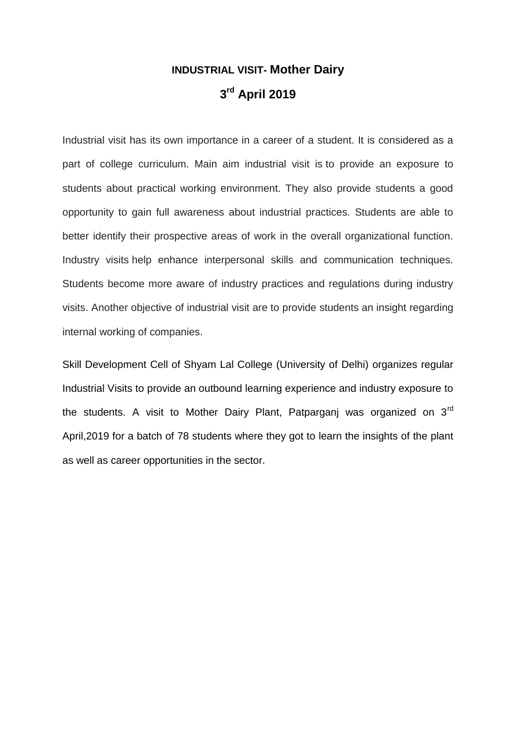# INDUSTRIAL VISIT- Mother Dairy

## 3rd April 2019

Industrial visit has its own importance in a career of a student. It is considered as a part of college curriculum. Main aim industrial visit is to provide an exposure to students about practical working environment. They also provide students a good opportunity to gain full awareness about industrial practices. Students are able to better identify their prospective areas of work in the overall organizational function. Industry visits help enhance interpersonal skills and communication techniques. Students become more aware of industry practices and regulations during industry visits. Another objective of industrial visit are to provide students an insight regarding internal working of companies.

Skill Development Cell of Shyam Lal College (University of Delhi) organizes regular Industrial Visits to provide an outbound learning experience and industry exposure to the students. A visit to Mother Dairy Plant, Patparganj was organized on 3rd April,2019 for a batch of 78 students where they got to learn the insights of the plant as well as career opportunities in the sector.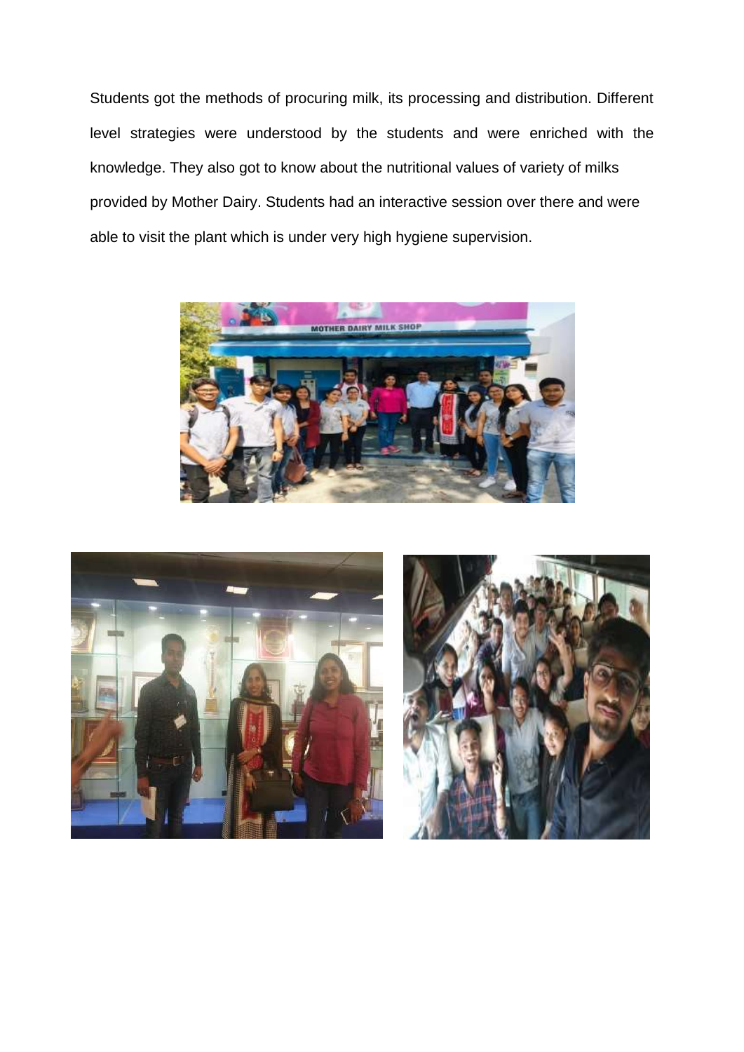Students got the methods of procuring milk, its processing and distribution. Different level strategies were understood by the students and were enriched with the knowledge. They also got to know about the nutritional values of variety of milks provided by Mother Dairy. Students had an interactive session over there and were able to visit the plant which is under very high hygiene supervision.